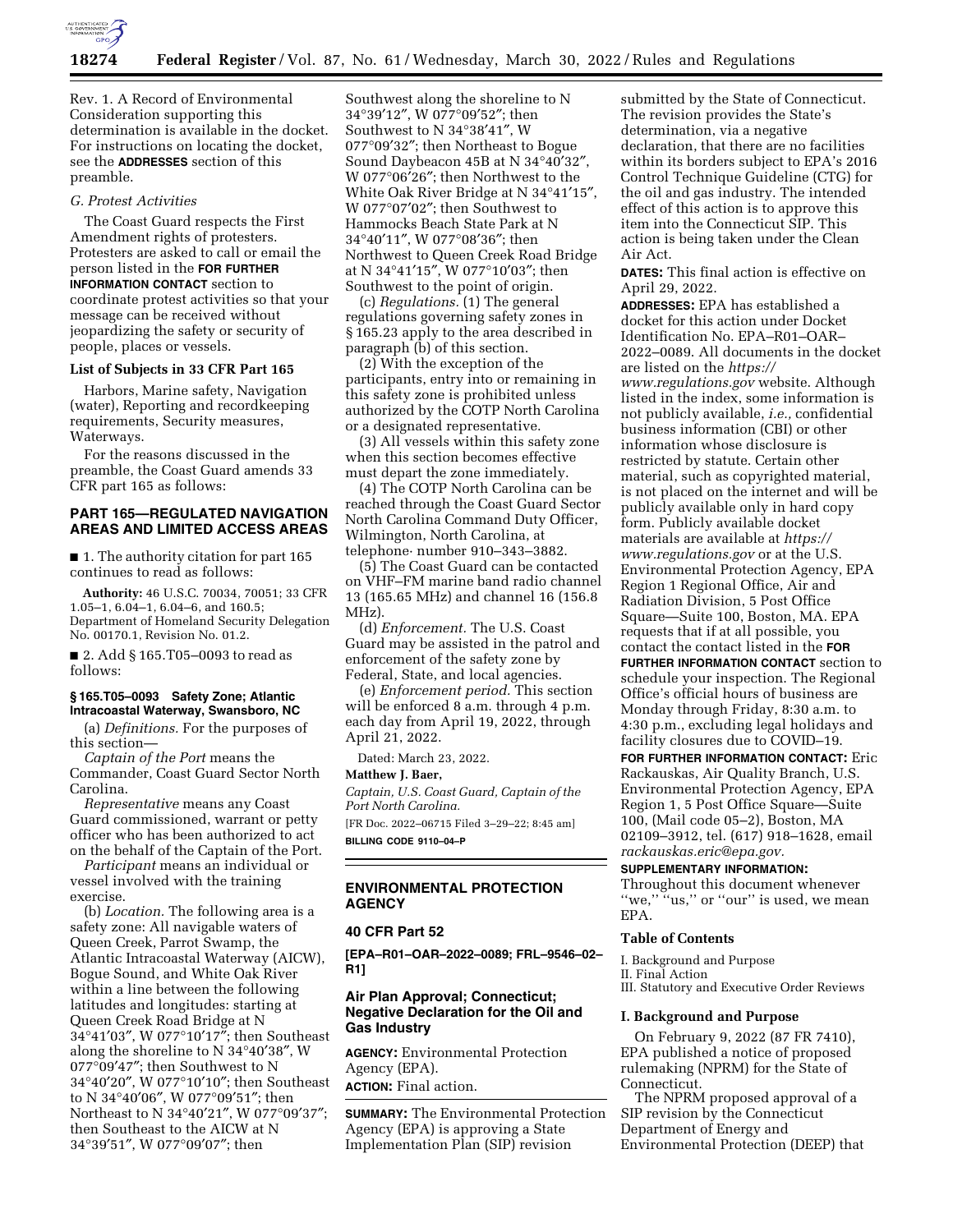Rev. 1. A Record of Environmental Consideration supporting this determination is available in the docket. For instructions on locating the docket, see the **ADDRESSES** section of this preamble.

*G. Protest Activities*

The Coast Guard respects the First Amendment rights of protesters. Protesters are asked to call or email the person listed in the **FOR FURTHER INFORMATION CONTACT** section to coordinate protest activities so that your message can be received without jeopardizing the safety or security of people, places or vessels.

**List of Subjects in 33 CFR Part 165**

Harbors, Marine safety, Navigation (water), Reporting and recordkeeping requirements, Security measures, Waterways.

For the reasons discussed in the preamble, the Coast Guard amends 33 CFR part 165 as follows:

## PART 165—REGULATED NAVIGATION AREAS AND LIMITED ACCESS AREAS

■ 1. The authority citation for part 165 continues to read as follows:

**Authority:** 46 U.S.C. 70034, 70051; 33 CFR 1.05–1, 6.04–1, 6.04–6, and 160.5; Department of Homeland Security Delegation No. 00170.1, Revision No. 01.2.

■ 2. Add § 165.T05–0093 to read as follows:

**§ 165.T05–0093 Safety Zone; Atlantic Intracoastal Waterway, Swansboro, NC**

(a) *Definitions.* For the purposes of this section—

*Captain of the Port* means the Commander, Coast Guard Sector North Carolina.

*Representative* means any Coast Guard commissioned, warrant or petty officer who has been authorized to act on the behalf of the Captain of the Port.

*Participant* means an individual or vessel involved with the training exercise.

(b) *Location.* The following area is a safety zone: All navigable waters of Queen Creek, Parrot Swamp, the Atlantic Intracoastal Waterway (AICW), Bogue Sound, and White Oak River within a line between the following latitudes and longitudes: starting at Queen Creek Road Bridge at N 34°41′03″, W 077°10′17″; then Southeast along the shoreline to N 34°40′38″, W 077°09′47″; then Southwest to N 34°40′20″, W 077°10′10″; then Southeast to N 34°40′06″, W 077°09′51″; then Northeast to N 34°40′21″, W 077°09′37″; then Southeast to the AICW at N 34°39′51″, W 077°09′07″; then Southwest along the shoreline to N 34°39′12″, W 077°09′52″; then Southwest to N 34°38′41″, W 077°09′32″; then Northeast to Bogue Sound Daybeacon 45B at N 34°40′32″, W 077°06′26″; then Northwest to the White Oak River Bridge at N 34°41′15″, W 077°07′02″; then Southwest to Hammocks Beach State Park at N 34°40′11″, W 077°08′36″; then Northwest to Queen Creek Road Bridge at N 34°41′15″, W 077°10′03″; then Southwest to the point of origin.

(c) *Regulations.* (1) The general regulations governing safety zones in § 165.23 apply to the area described in paragraph (b) of this section.

(2) With the exception of the participants, entry into or remaining in this safety zone is prohibited unless authorized by the COTP North Carolina or a designated representative.

(3) All vessels within this safety zone when this section becomes effective must depart the zone immediately.

(4) The COTP North Carolina can be reached through the Coast Guard Sector North Carolina Command Duty Officer, Wilmington, North Carolina, at telephone· number 910–343–3882.

(5) The Coast Guard can be contacted on VHF–FM marine band radio channel 13 (165.65 MHz) and channel 16 (156.8 MHz).

(d) *Enforcement.* The U.S. Coast Guard may be assisted in the patrol and enforcement of the safety zone by Federal, State, and local agencies.

(e) *Enforcement period.* This section will be enforced 8 a.m. through 4 p.m. each day from April 19, 2022, through April 21, 2022.

Dated: March 23, 2022.

**Matthew J. Baer,**

*Captain, U.S. Coast Guard, Captain of the Port North Carolina.*

[FR Doc. 2022–06715 Filed 3–29–22; 8:45 am]

**BILLING CODE 9110–04–P**

## ENVIRONMENTAL PROTECTION AGENCY

### 40 CFR Part 52

**[EPA–R01–OAR–2022–0089; FRL–9546–02–R1]**

### Air Plan Approval; Connecticut; Negative Declaration for the Oil and Gas Industry

**AGENCY:** Environmental Protection Agency (EPA).

**ACTION:** Final action.

**SUMMARY:** The Environmental Protection Agency (EPA) is approving a State Implementation Plan (SIP) revision submitted by the State of Connecticut. The revision provides the State's determination, via a negative declaration, that there are no facilities within its borders subject to EPA's 2016 Control Technique Guideline (CTG) for the oil and gas industry. The intended effect of this action is to approve this item into the Connecticut SIP. This action is being taken under the Clean Air Act.

**DATES:** This final action is effective on April 29, 2022.

**ADDRESSES:** EPA has established a docket for this action under Docket Identification No. EPA–R01–OAR–2022–0089. All documents in the docket are listed on the *https://www.regulations.gov* website. Although listed in the index, some information is not publicly available, *i.e.,* confidential business information (CBI) or other information whose disclosure is restricted by statute. Certain other material, such as copyrighted material, is not placed on the internet and will be publicly available only in hard copy form. Publicly available docket materials are available at *https://www.regulations.gov* or at the U.S. Environmental Protection Agency, EPA Region 1 Regional Office, Air and Radiation Division, 5 Post Office Square—Suite 100, Boston, MA. EPA requests that if at all possible, you contact the contact listed in the **FOR FURTHER INFORMATION CONTACT** section to schedule your inspection. The Regional Office's official hours of business are Monday through Friday, 8:30 a.m. to 4:30 p.m., excluding legal holidays and facility closures due to COVID–19.

**FOR FURTHER INFORMATION CONTACT:** Eric Rackauskas, Air Quality Branch, U.S. Environmental Protection Agency, EPA Region 1, 5 Post Office Square—Suite 100, (Mail code 05–2), Boston, MA 02109–3912, tel. (617) 918–1628, email *rackauskas.eric@epa.gov.*

**SUPPLEMENTARY INFORMATION:** Throughout this document whenever "we," "us," or "our" is used, we mean EPA.

**Table of Contents**

I. Background and Purpose
II. Final Action
III. Statutory and Executive Order Reviews

**I. Background and Purpose**

On February 9, 2022 (87 FR 7410), EPA published a notice of proposed rulemaking (NPRM) for the State of Connecticut.

The NPRM proposed approval of a SIP revision by the Connecticut Department of Energy and Environmental Protection (DEEP) that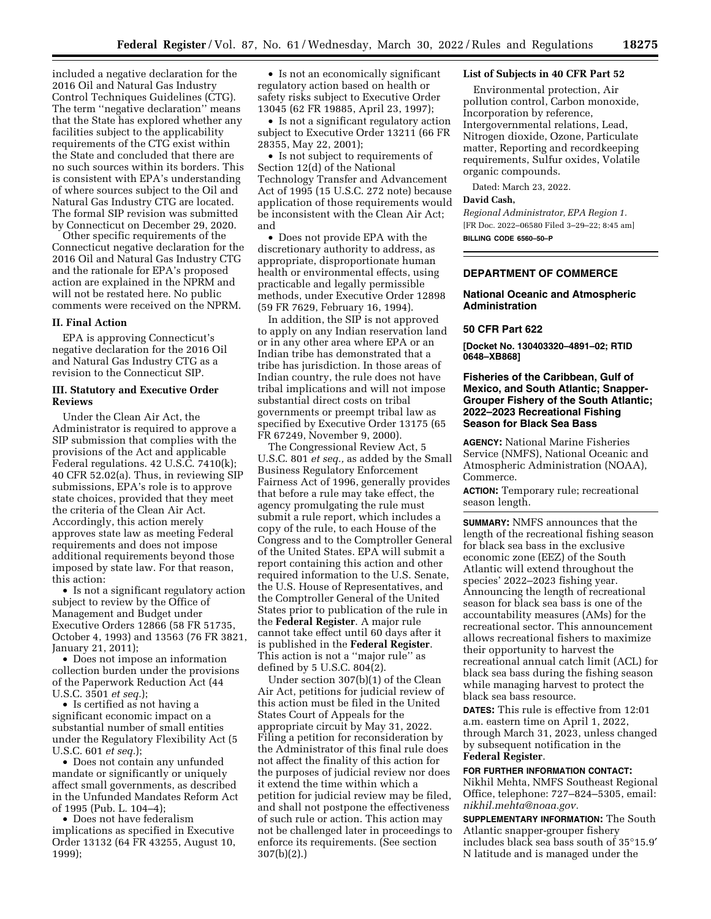included a negative declaration for the 2016 Oil and Natural Gas Industry Control Techniques Guidelines (CTG). The term ''negative declaration'' means that the State has explored whether any facilities subject to the applicability requirements of the CTG exist within the State and concluded that there are no such sources within its borders. This is consistent with EPA's understanding of where sources subject to the Oil and Natural Gas Industry CTG are located. The formal SIP revision was submitted by Connecticut on December 29, 2020.

Other specific requirements of the Connecticut negative declaration for the 2016 Oil and Natural Gas Industry CTG and the rationale for EPA's proposed action are explained in the NPRM and will not be restated here. No public comments were received on the NPRM.

## II. Final Action

EPA is approving Connecticut's negative declaration for the 2016 Oil and Natural Gas Industry CTG as a revision to the Connecticut SIP.

## III. Statutory and Executive Order Reviews

Under the Clean Air Act, the Administrator is required to approve a SIP submission that complies with the provisions of the Act and applicable Federal regulations. 42 U.S.C. 7410(k); 40 CFR 52.02(a). Thus, in reviewing SIP submissions, EPA's role is to approve state choices, provided that they meet the criteria of the Clean Air Act. Accordingly, this action merely approves state law as meeting Federal requirements and does not impose additional requirements beyond those imposed by state law. For that reason, this action:

- Is not a significant regulatory action subject to review by the Office of Management and Budget under Executive Orders 12866 (58 FR 51735, October 4, 1993) and 13563 (76 FR 3821, January 21, 2011);
- Does not impose an information collection burden under the provisions of the Paperwork Reduction Act (44 U.S.C. 3501 *et seq.*);
- Is certified as not having a significant economic impact on a substantial number of small entities under the Regulatory Flexibility Act (5 U.S.C. 601 *et seq.*);
- Does not contain any unfunded mandate or significantly or uniquely affect small governments, as described in the Unfunded Mandates Reform Act of 1995 (Pub. L. 104–4);
- Does not have federalism implications as specified in Executive Order 13132 (64 FR 43255, August 10, 1999);
- Is not an economically significant regulatory action based on health or safety risks subject to Executive Order 13045 (62 FR 19885, April 23, 1997);
- Is not a significant regulatory action subject to Executive Order 13211 (66 FR 28355, May 22, 2001);
- Is not subject to requirements of Section 12(d) of the National Technology Transfer and Advancement Act of 1995 (15 U.S.C. 272 note) because application of those requirements would be inconsistent with the Clean Air Act; and
- Does not provide EPA with the discretionary authority to address, as appropriate, disproportionate human health or environmental effects, using practicable and legally permissible methods, under Executive Order 12898 (59 FR 7629, February 16, 1994).

In addition, the SIP is not approved to apply on any Indian reservation land or in any other area where EPA or an Indian tribe has demonstrated that a tribe has jurisdiction. In those areas of Indian country, the rule does not have tribal implications and will not impose substantial direct costs on tribal governments or preempt tribal law as specified by Executive Order 13175 (65 FR 67249, November 9, 2000).

The Congressional Review Act, 5 U.S.C. 801 *et seq.,* as added by the Small Business Regulatory Enforcement Fairness Act of 1996, generally provides that before a rule may take effect, the agency promulgating the rule must submit a rule report, which includes a copy of the rule, to each House of the Congress and to the Comptroller General of the United States. EPA will submit a report containing this action and other required information to the U.S. Senate, the U.S. House of Representatives, and the Comptroller General of the United States prior to publication of the rule in the **Federal Register**. A major rule cannot take effect until 60 days after it is published in the **Federal Register**. This action is not a ''major rule'' as defined by 5 U.S.C. 804(2).

Under section 307(b)(1) of the Clean Air Act, petitions for judicial review of this action must be filed in the United States Court of Appeals for the appropriate circuit by May 31, 2022. Filing a petition for reconsideration by the Administrator of this final rule does not affect the finality of this action for the purposes of judicial review nor does it extend the time within which a petition for judicial review may be filed, and shall not postpone the effectiveness of such rule or action. This action may not be challenged later in proceedings to enforce its requirements. (See section 307(b)(2).)

### List of Subjects in 40 CFR Part 52

Environmental protection, Air pollution control, Carbon monoxide, Incorporation by reference, Intergovernmental relations, Lead, Nitrogen dioxide, Ozone, Particulate matter, Reporting and recordkeeping requirements, Sulfur oxides, Volatile organic compounds.

Dated: March 23, 2022.

**David Cash,**

*Regional Administrator, EPA Region 1.*

[FR Doc. 2022–06580 Filed 3–29–22; 8:45 am]

**BILLING CODE 6560–50–P**

## DEPARTMENT OF COMMERCE

## National Oceanic and Atmospheric Administration

## 50 CFR Part 622

**[Docket No. 130403320–4891–02; RTID 0648–XB868]**

## Fisheries of the Caribbean, Gulf of Mexico, and South Atlantic; Snapper-Grouper Fishery of the South Atlantic; 2022–2023 Recreational Fishing Season for Black Sea Bass

**AGENCY:** National Marine Fisheries Service (NMFS), National Oceanic and Atmospheric Administration (NOAA), Commerce.

**ACTION:** Temporary rule; recreational season length.

**SUMMARY:** NMFS announces that the length of the recreational fishing season for black sea bass in the exclusive economic zone (EEZ) of the South Atlantic will extend throughout the species' 2022–2023 fishing year. Announcing the length of recreational season for black sea bass is one of the accountability measures (AMs) for the recreational sector. This announcement allows recreational fishers to maximize their opportunity to harvest the recreational annual catch limit (ACL) for black sea bass during the fishing season while managing harvest to protect the black sea bass resource.

**DATES:** This rule is effective from 12:01 a.m. eastern time on April 1, 2022, through March 31, 2023, unless changed by subsequent notification in the **Federal Register**.

**FOR FURTHER INFORMATION CONTACT:** Nikhil Mehta, NMFS Southeast Regional Office, telephone: 727–824–5305, email: *nikhil.mehta@noaa.gov.*

**SUPPLEMENTARY INFORMATION:** The South Atlantic snapper-grouper fishery includes black sea bass south of 35°15.9′ N latitude and is managed under the